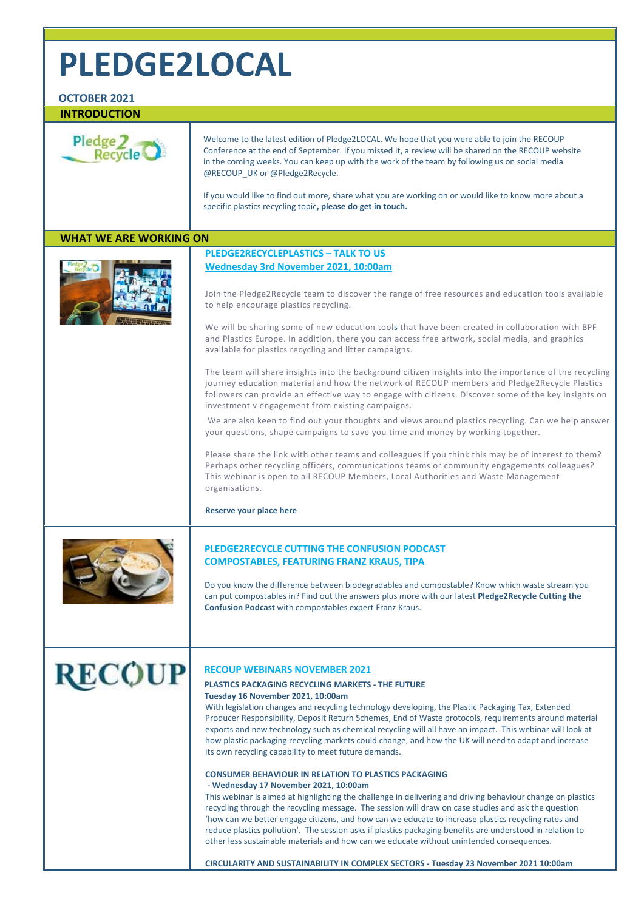# PLEDGE2LOCAL

**OCTOBER 2021**

## INTRODUCTION

Welcome to the latest edition of Pledge2LOCAL. We hope that you were able to join the RECOUP Conference at the end of September. If you missed it, a review will be shared on the RECOUP website in the coming weeks. You can keep up with the work of the team by following us on social media @RECOUP_UK or @Pledge2Recycle.

If you would like to find out more, share what you are working on or would like to know more about a specific plastics recycling topic**, please do get in touch.**

## WHAT WE ARE WORKING ON

### PLEDGE2RECYCLEPLASTICS – TALK TO US

**Wednesday 3rd November 2021, 10:00am**

Join the Pledge2Recycle team to discover the range of free resources and education tools available to help encourage plastics recycling.

We will be sharing some of new education tools that have been created in collaboration with BPF and Plastics Europe. In addition, there you can access free artwork, social media, and graphics available for plastics recycling and litter campaigns.

The team will share insights into the background citizen insights into the importance of the recycling journey education material and how the network of RECOUP members and Pledge2Recycle Plastics followers can provide an effective way to engage with citizens. Discover some of the key insights on investment v engagement from existing campaigns.

We are also keen to find out your thoughts and views around plastics recycling. Can we help answer your questions, shape campaigns to save you time and money by working together.

Please share the link with other teams and colleagues if you think this may be of interest to them? Perhaps other recycling officers, communications teams or community engagements colleagues? This webinar is open to all RECOUP Members, Local Authorities and Waste Management organisations.

**Reserve your place here**

### PLEDGE2RECYCLE CUTTING THE CONFUSION PODCAST COMPOSTABLES, FEATURING FRANZ KRAUS, TIPA

Do you know the difference between biodegradables and compostable? Know which waste stream you can put compostables in? Find out the answers plus more with our latest **Pledge2Recycle Cutting the Confusion Podcast** with compostables expert Franz Kraus.

### RECOUP WEBINARS NOVEMBER 2021

**PLASTICS PACKAGING RECYCLING MARKETS - THE FUTURE**

**Tuesday 16 November 2021, 10:00am**

With legislation changes and recycling technology developing, the Plastic Packaging Tax, Extended Producer Responsibility, Deposit Return Schemes, End of Waste protocols, requirements around material exports and new technology such as chemical recycling will all have an impact. This webinar will look at how plastic packaging recycling markets could change, and how the UK will need to adapt and increase its own recycling capability to meet future demands.

**CONSUMER BEHAVIOUR IN RELATION TO PLASTICS PACKAGING**

**- Wednesday 17 November 2021, 10:00am**

This webinar is aimed at highlighting the challenge in delivering and driving behaviour change on plastics recycling through the recycling message. The session will draw on case studies and ask the question 'how can we better engage citizens, and how can we educate to increase plastics recycling rates and reduce plastics pollution'. The session asks if plastics packaging benefits are understood in relation to other less sustainable materials and how can we educate without unintended consequences.

**CIRCULARITY AND SUSTAINABILITY IN COMPLEX SECTORS - Tuesday 23 November 2021 10:00am**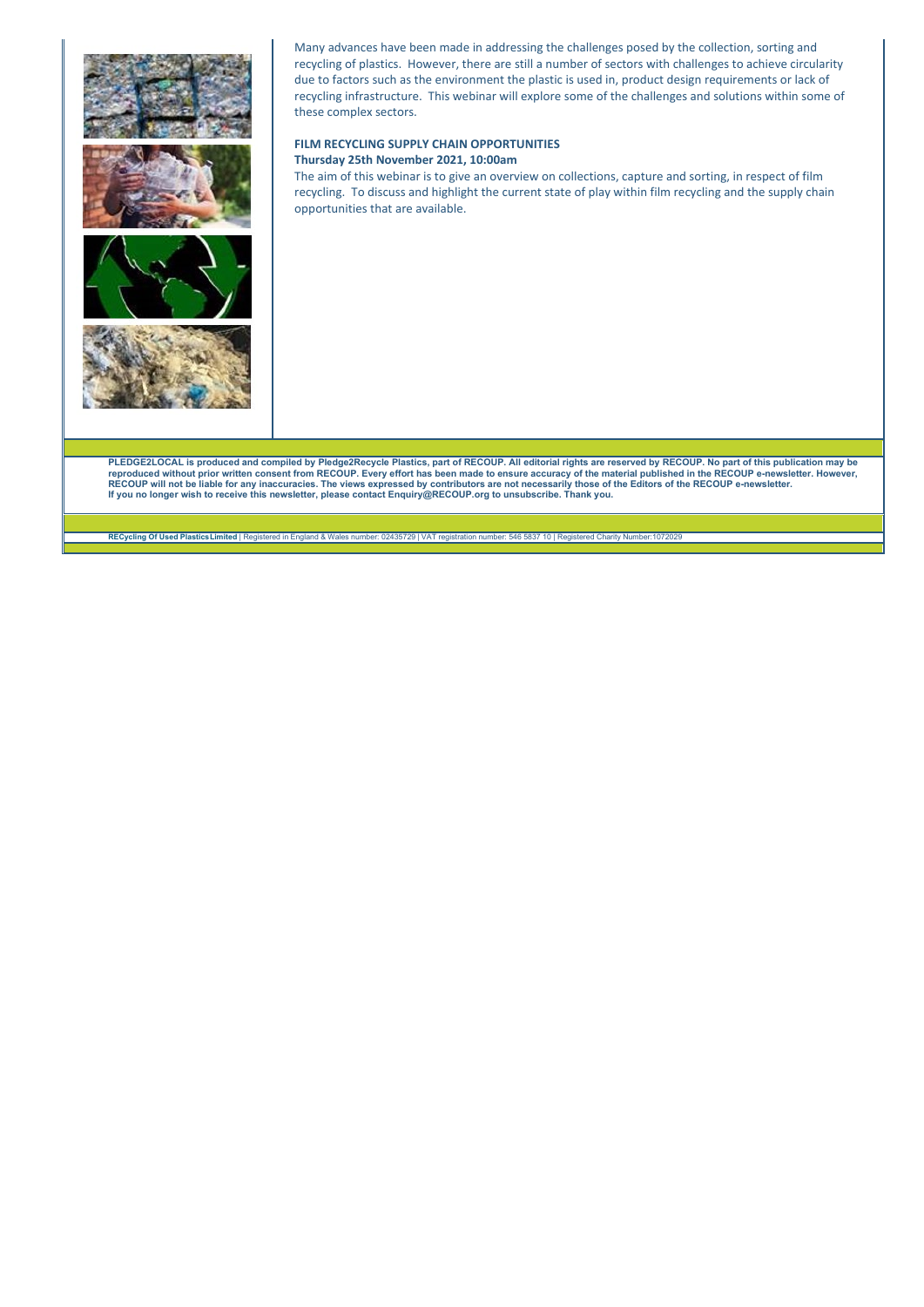Many advances have been made in addressing the challenges posed by the collection, sorting and recycling of plastics. However, there are still a number of sectors with challenges to achieve circularity due to factors such as the environment the plastic is used in, product design requirements or lack of recycling infrastructure. This webinar will explore some of the challenges and solutions within some of these complex sectors.

**FILM RECYCLING SUPPLY CHAIN OPPORTUNITIES**
**Thursday 25th November 2021, 10:00am**

The aim of this webinar is to give an overview on collections, capture and sorting, in respect of film recycling. To discuss and highlight the current state of play within film recycling and the supply chain opportunities that are available.

**PLEDGE2LOCAL is produced and compiled by Pledge2Recycle Plastics, part of RECOUP. All editorial rights are reserved by RECOUP. No part of this publication may be reproduced without prior written consent from RECOUP. Every effort has been made to ensure accuracy of the material published in the RECOUP e-newsletter. However, RECOUP will not be liable for any inaccuracies. The views expressed by contributors are not necessarily those of the Editors of the RECOUP e-newsletter.**
**If you no longer wish to receive this newsletter, please contact Enquiry@RECOUP.org to unsubscribe. Thank you.**

**RECycling Of Used Plastics Limited** | Registered in England & Wales number: 02435729 | VAT registration number: 546 5837 10 | Registered Charity Number:1072029